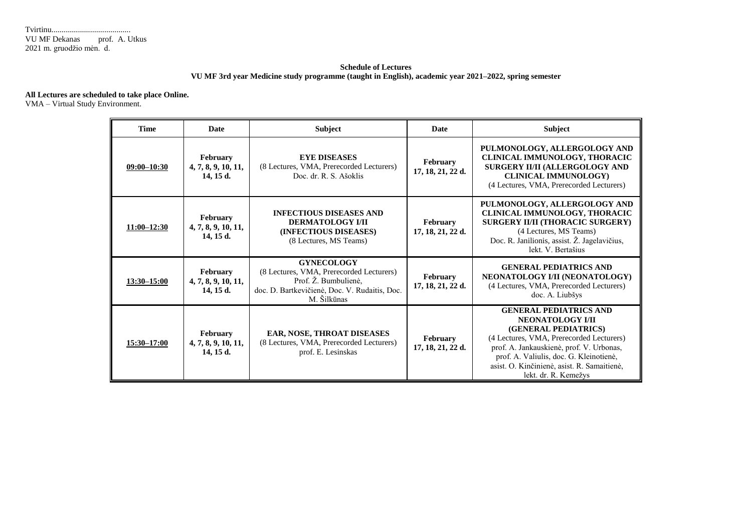Tvirtinu......................................
VU MF Dekanas prof. A. Utkus
2021 m. gruodžio mėn. d.

**Schedule of Lectures**
**VU MF 3rd year Medicine study programme (taught in English), academic year 2021–2022, spring semester**

**All Lectures are scheduled to take place Online.**
VMA – Virtual Study Environment.

| Time | Date | Subject | Date | Subject |
|---|---|---|---|---|
| **09:00–10:30** | **February 4, 7, 8, 9, 10, 11, 14, 15 d.** | **EYE DISEASES** (8 Lectures, VMA, Prerecorded Lecturers) Doc. dr. R. S. Ašoklis | **February 17, 18, 21, 22 d.** | **PULMONOLOGY, ALLERGOLOGY AND CLINICAL IMMUNOLOGY, THORACIC SURGERY II/II (ALLERGOLOGY AND CLINICAL IMMUNOLOGY)** (4 Lectures, VMA, Prerecorded Lecturers) |
| **11:00–12:30** | **February 4, 7, 8, 9, 10, 11, 14, 15 d.** | **INFECTIOUS DISEASES AND DERMATOLOGY I/II (INFECTIOUS DISEASES)** (8 Lectures, MS Teams) | **February 17, 18, 21, 22 d.** | **PULMONOLOGY, ALLERGOLOGY AND CLINICAL IMMUNOLOGY, THORACIC SURGERY II/II (THORACIC SURGERY)** (4 Lectures, MS Teams) Doc. R. Janilionis, assist. Ž. Jagelavičius, lekt. V. Bertašius |
| **13:30–15:00** | **February 4, 7, 8, 9, 10, 11, 14, 15 d.** | **GYNECOLOGY** (8 Lectures, VMA, Prerecorded Lecturers) Prof. Ž. Bumbulienė, doc. D. Bartkevičienė, Doc. V. Rudaitis, Doc. M. Šilkūnas | **February 17, 18, 21, 22 d.** | **GENERAL PEDIATRICS AND NEONATOLOGY I/II (NEONATOLOGY)** (4 Lectures, VMA, Prerecorded Lecturers) doc. A. Liubšys |
| **15:30–17:00** | **February 4, 7, 8, 9, 10, 11, 14, 15 d.** | **EAR, NOSE, THROAT DISEASES** (8 Lectures, VMA, Prerecorded Lecturers) prof. E. Lesinskas | **February 17, 18, 21, 22 d.** | **GENERAL PEDIATRICS AND NEONATOLOGY I/II (GENERAL PEDIATRICS)** (4 Lectures, VMA, Prerecorded Lecturers) prof. A. Jankauskienė, prof. V. Urbonas, prof. A. Valiulis, doc. G. Kleinotienė, asist. O. Kinčinienė, asist. R. Samaitienė, lekt. dr. R. Kemežys |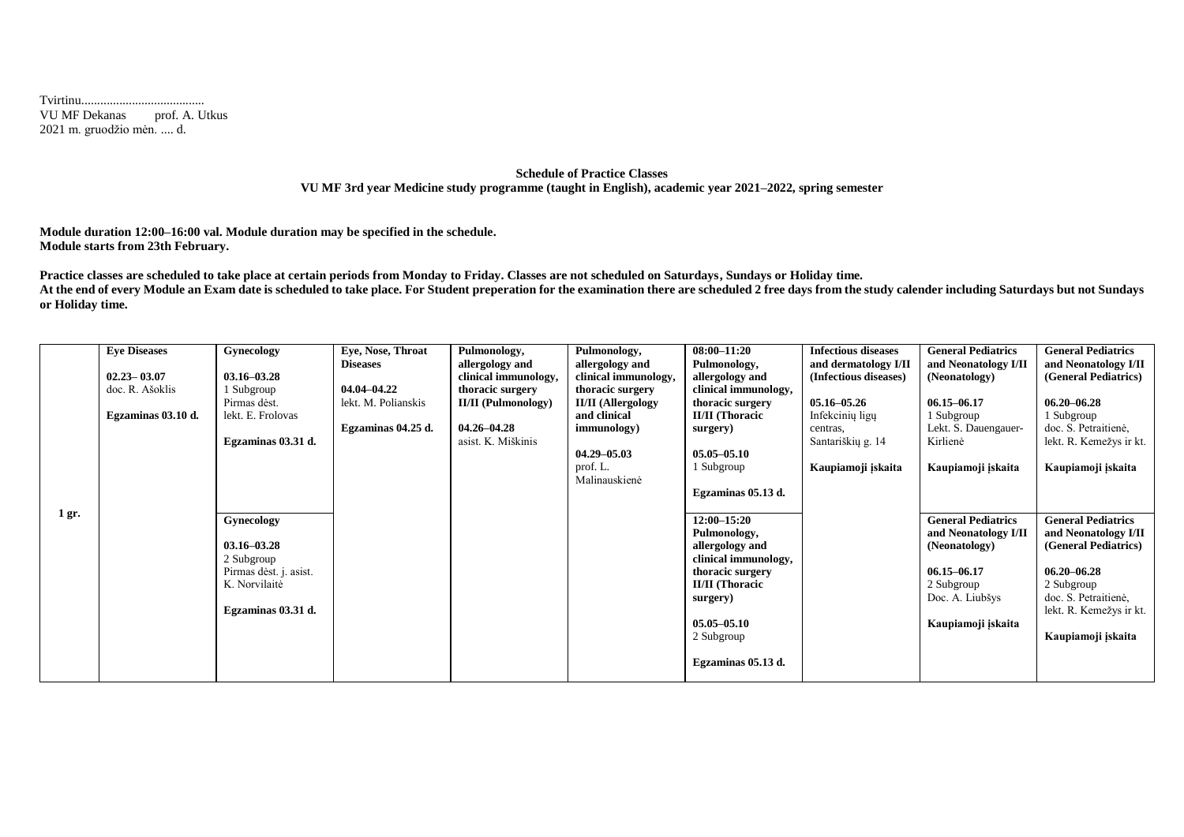Tvirtinu.......................................
VU MF Dekanas prof. A. Utkus
2021 m. gruodžio mėn. .... d.

**Schedule of Practice Classes**
**VU MF 3rd year Medicine study programme (taught in English), academic year 2021–2022, spring semester**

**Module duration 12:00–16:00 val. Module duration may be specified in the schedule.**
**Module starts from 23th February.**

**Practice classes are scheduled to take place at certain periods from Monday to Friday. Classes are not scheduled on Saturdays, Sundays or Holiday time.**
**At the end of every Module an Exam date is scheduled to take place. For Student preperation for the examination there are scheduled 2 free days from the study calender including Saturdays but not Sundays or Holiday time.**

| | | | | | | | | | |
|---|---|---|---|---|---|---|---|---|---|
| 1 gr. | **Eye Diseases**<br><br>**02.23– 03.07**<br>doc. R. Ašoklis<br><br>**Egzaminas 03.10 d.** | **Gynecology**<br><br>**03.16–03.28**<br>1 Subgroup<br>Pirmas dėst.<br>lekt. E. Frolovas<br><br>**Egzaminas 03.31 d.** | **Eye, Nose, Throat Diseases**<br><br>**04.04–04.22**<br>lekt. M. Polianskis<br><br>**Egzaminas 04.25 d.** | **Pulmonology, allergology and clinical immunology, thoracic surgery II/II (Pulmonology)**<br><br>**04.26–04.28**<br>asist. K. Miškinis | **Pulmonology, allergology and clinical immunology, thoracic surgery II/II (Allergology and clinical immunology)**<br><br>**04.29–05.03**<br>prof. L. Malinauskienė | **08:00–11:20**<br>**Pulmonology, allergology and clinical immunology, thoracic surgery II/II (Thoracic surgery)**<br><br>**05.05–05.10**<br>1 Subgroup<br><br>**Egzaminas 05.13 d.** | **Infectious diseases and dermatology I/II (Infectious diseases)**<br><br>**05.16–05.26**<br>Infekcinių ligų centras,<br>Santariškių g. 14<br><br>**Kaupiamoji įskaita** | **General Pediatrics and Neonatology I/II (Neonatology)**<br><br>**06.15–06.17**<br>1 Subgroup<br>Lekt. S. Dauengauer-Kirlienė<br><br>**Kaupiamoji įskaita** | **General Pediatrics and Neonatology I/II (General Pediatrics)**<br><br>**06.20–06.28**<br>1 Subgroup<br>doc. S. Petraitienė,<br>lekt. R. Kemežys ir kt.<br><br>**Kaupiamoji įskaita** |
| | | **Gynecology**<br><br>**03.16–03.28**<br>2 Subgroup<br>Pirmas dėst. j. asist.<br>K. Norvilaitė<br><br>**Egzaminas 03.31 d.** | | | | **12:00–15:20**<br>**Pulmonology, allergology and clinical immunology, thoracic surgery II/II (Thoracic surgery)**<br><br>**05.05–05.10**<br>2 Subgroup<br><br>**Egzaminas 05.13 d.** | | **General Pediatrics and Neonatology I/II (Neonatology)**<br><br>**06.15–06.17**<br>2 Subgroup<br>Doc. A. Liubšys<br><br>**Kaupiamoji įskaita** | **General Pediatrics and Neonatology I/II (General Pediatrics)**<br><br>**06.20–06.28**<br>2 Subgroup<br>doc. S. Petraitienė,<br>lekt. R. Kemežys ir kt.<br><br>**Kaupiamoji įskaita** |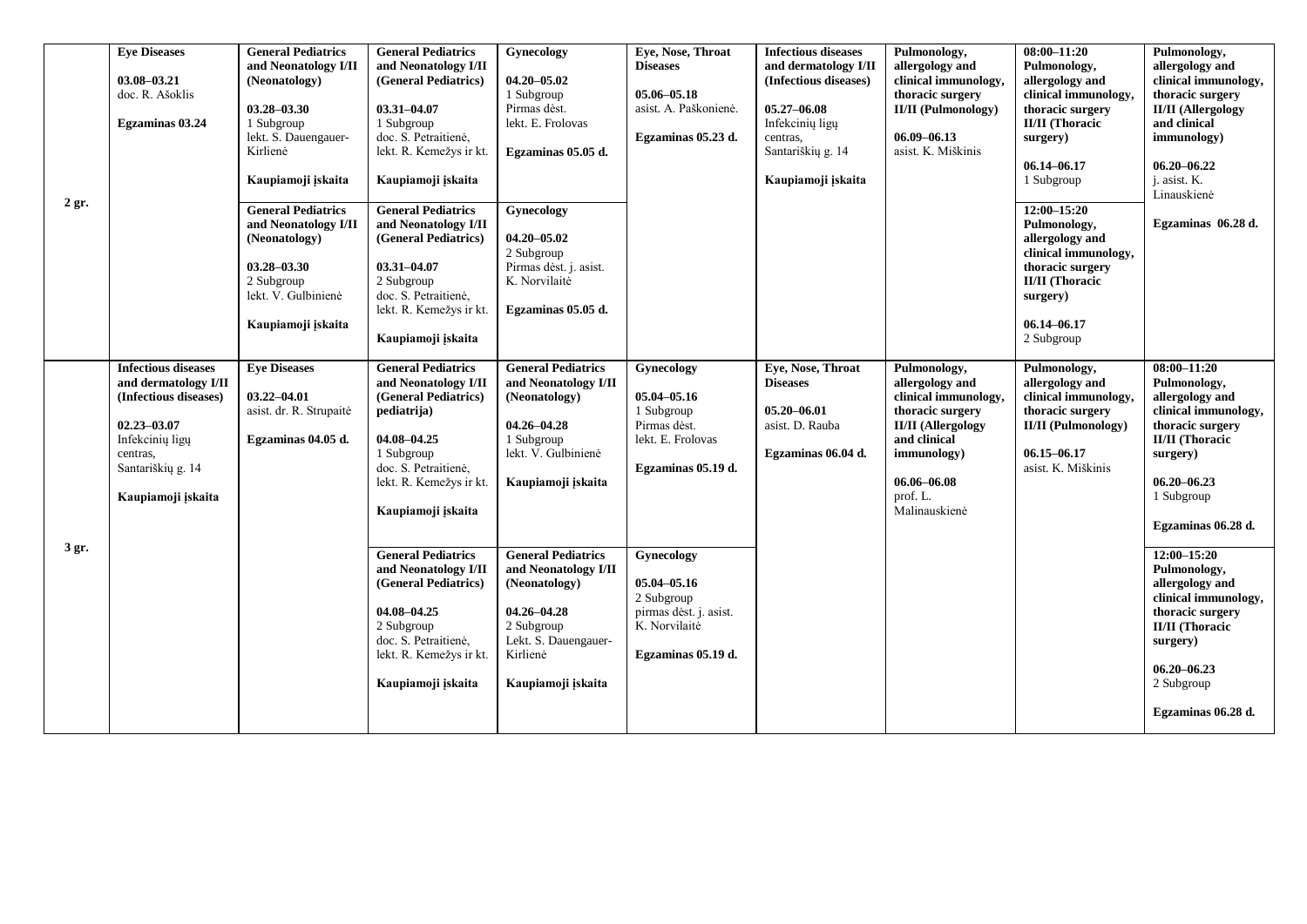|  |  |  |  |  |  |  |  |  |  |
|---|---|---|---|---|---|---|---|---|---|
| 2 gr. | **Eye Diseases**<br><br>**03.08–03.21**<br>doc. R. Ašoklis<br><br>**Egzaminas 03.24** | **General Pediatrics and Neonatology I/II (Neonatology)**<br><br>**03.28–03.30**<br>1 Subgroup<br>lekt. S. Dauengauer-Kirlienė<br><br>**Kaupiamoji įskaita**<br><br>**General Pediatrics and Neonatology I/II (Neonatology)**<br><br>**03.28–03.30**<br>2 Subgroup<br>lekt. V. Gulbinienė<br><br>**Kaupiamoji įskaita** | **General Pediatrics and Neonatology I/II (General Pediatrics)**<br><br>**03.31–04.07**<br>1 Subgroup<br>doc. S. Petraitienė, lekt. R. Kemežys ir kt.<br><br>**Kaupiamoji įskaita**<br><br>**General Pediatrics and Neonatology I/II (General Pediatrics)**<br><br>**03.31–04.07**<br>2 Subgroup<br>doc. S. Petraitienė, lekt. R. Kemežys ir kt.<br><br>**Kaupiamoji įskaita** | **Gynecology**<br><br>**04.20–05.02**<br>1 Subgroup<br>Pirmas dėst.<br>lekt. E. Frolovas<br><br>**Egzaminas 05.05 d.**<br><br>**Gynecology**<br><br>**04.20–05.02**<br>2 Subgroup<br>Pirmas dėst. j. asist. K. Norvilaitė<br><br>**Egzaminas 05.05 d.** | **Eye, Nose, Throat Diseases**<br><br>**05.06–05.18**<br>asist. A. Paškonienė.<br><br>**Egzaminas 05.23 d.** | **Infectious diseases and dermatology I/II (Infectious diseases)**<br><br>**05.27–06.08**<br>Infekcinių ligų centras, Santariškių g. 14<br><br>**Kaupiamoji įskaita** | **Pulmonology, allergology and clinical immunology, thoracic surgery II/II (Pulmonology)**<br><br>**06.09–06.13**<br>asist. K. Miškinis | **08:00–11:20**<br>**Pulmonology, allergology and clinical immunology, thoracic surgery II/II (Thoracic surgery)**<br><br>**06.14–06.17**<br>1 Subgroup<br><br>**12:00–15:20**<br>**Pulmonology, allergology and clinical immunology, thoracic surgery II/II (Thoracic surgery)**<br><br>**06.14–06.17**<br>2 Subgroup | **Pulmonology, allergology and clinical immunology, thoracic surgery II/II (Allergology and clinical immunology)**<br><br>**06.20–06.22**<br>j. asist. K. Linauskienė<br><br>**Egzaminas 06.28 d.** |
| 3 gr. | **Infectious diseases and dermatology I/II (Infectious diseases)**<br><br>**02.23–03.07**<br>Infekcinių ligų centras, Santariškių g. 14<br><br>**Kaupiamoji įskaita** | **Eye Diseases**<br><br>**03.22–04.01**<br>asist. dr. R. Strupaitė<br><br>**Egzaminas 04.05 d.** | **General Pediatrics and Neonatology I/II (General Pediatrics) pediatrija)**<br><br>**04.08–04.25**<br>1 Subgroup<br>doc. S. Petraitienė, lekt. R. Kemežys ir kt.<br><br>**Kaupiamoji įskaita**<br><br>**General Pediatrics and Neonatology I/II (General Pediatrics)**<br><br>**04.08–04.25**<br>2 Subgroup<br>doc. S. Petraitienė, lekt. R. Kemežys ir kt.<br><br>**Kaupiamoji įskaita** | **General Pediatrics and Neonatology I/II (Neonatology)**<br><br>**04.26–04.28**<br>1 Subgroup<br>lekt. V. Gulbinienė<br><br>**Kaupiamoji įskaita**<br><br>**General Pediatrics and Neonatology I/II (Neonatology)**<br><br>**04.26–04.28**<br>2 Subgroup<br>Lekt. S. Dauengauer-Kirlienė<br><br>**Kaupiamoji įskaita** | **Gynecology**<br><br>**05.04–05.16**<br>1 Subgroup<br>Pirmas dėst.<br>lekt. E. Frolovas<br><br>**Egzaminas 05.19 d.**<br><br>**Gynecology**<br><br>**05.04–05.16**<br>2 Subgroup<br>pirmas dėst. j. asist. K. Norvilaitė<br><br>**Egzaminas 05.19 d.** | **Eye, Nose, Throat Diseases**<br><br>**05.20–06.01**<br>asist. D. Rauba<br><br>**Egzaminas 06.04 d.** | **Pulmonology, allergology and clinical immunology, thoracic surgery II/II (Allergology and clinical immunology)**<br><br>**06.06–06.08**<br>prof. L. Malinauskienė | **Pulmonology, allergology and clinical immunology, thoracic surgery II/II (Pulmonology)**<br><br>**06.15–06.17**<br>asist. K. Miškinis | **08:00–11:20**<br>**Pulmonology, allergology and clinical immunology, thoracic surgery II/II (Thoracic surgery)**<br><br>**06.20–06.23**<br>1 Subgroup<br><br>**Egzaminas 06.28 d.**<br><br>**12:00–15:20**<br>**Pulmonology, allergology and clinical immunology, thoracic surgery II/II (Thoracic surgery)**<br><br>**06.20–06.23**<br>2 Subgroup<br><br>**Egzaminas 06.28 d.** |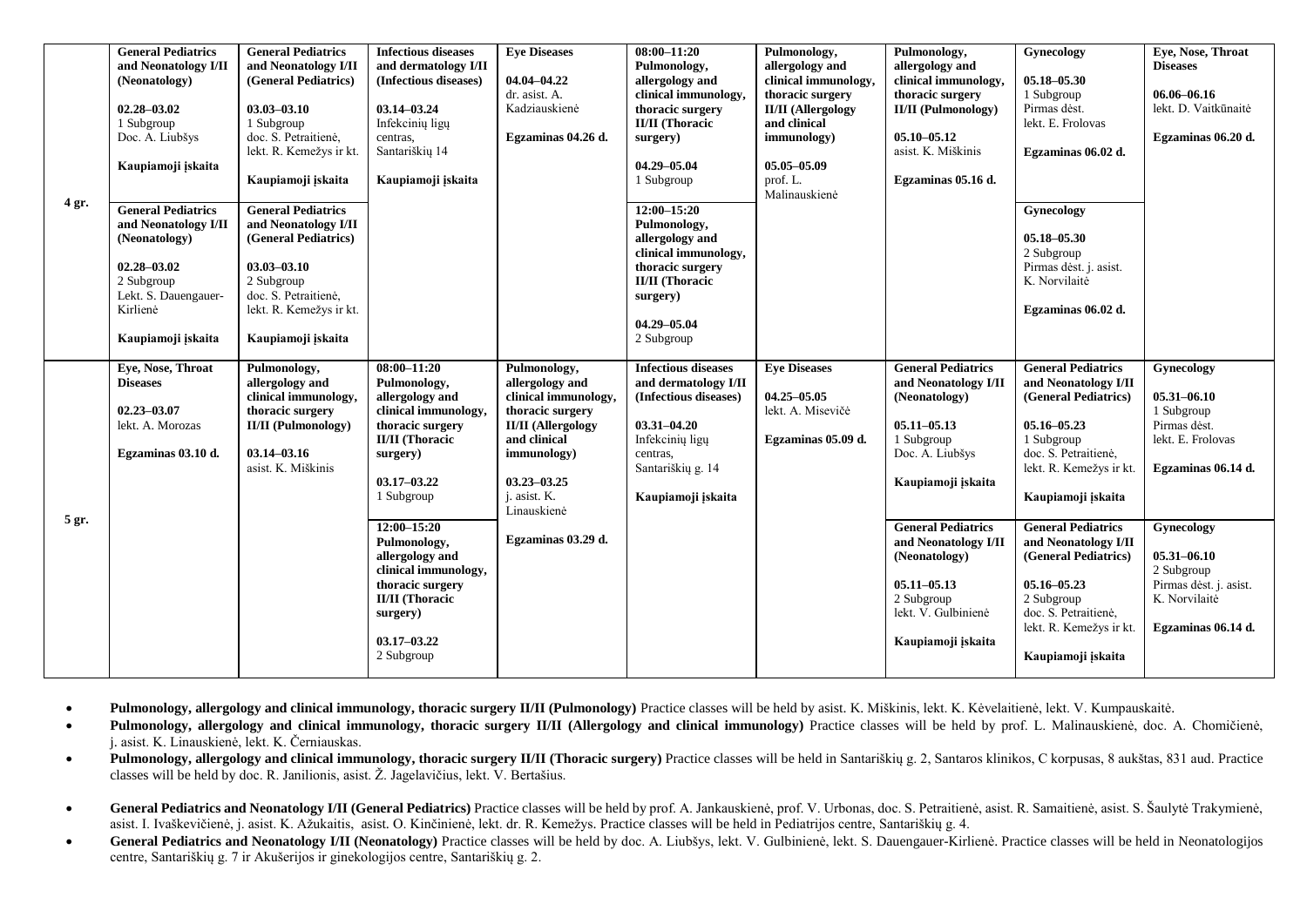| | | | | | | | | | |
|---|---|---|---|---|---|---|---|---|---|
| 4 gr. | **General Pediatrics and Neonatology I/II (Neonatology)**<br><br>**02.28–03.02**<br>1 Subgroup<br>Doc. A. Liubšys<br><br>**Kaupiamoji įskaita** | **General Pediatrics and Neonatology I/II (General Pediatrics)**<br><br>**03.03–03.10**<br>1 Subgroup<br>doc. S. Petraitienė, lekt. R. Kemežys ir kt.<br><br>**Kaupiamoji įskaita** | **Infectious diseases and dermatology I/II (Infectious diseases)**<br><br>**03.14–03.24**<br>Infekcinių ligų centras, Santariškių 14<br><br>**Kaupiamoji įskaita** | **Eye Diseases**<br><br>**04.04–04.22**<br>dr. asist. A. Kadziauskienė<br><br>**Egzaminas 04.26 d.** | **08:00–11:20**<br>**Pulmonology, allergology and clinical immunology, thoracic surgery II/II (Thoracic surgery)**<br><br>**04.29–05.04**<br>1 Subgroup | **Pulmonology, allergology and clinical immunology, thoracic surgery II/II (Allergology and clinical immunology)**<br><br>**05.05–05.09**<br>prof. L. Malinauskienė | **Pulmonology, allergology and clinical immunology, thoracic surgery II/II (Pulmonology)**<br><br>**05.10–05.12**<br>asist. K. Miškinis<br><br>**Egzaminas 05.16 d.** | **Gynecology**<br><br>**05.18–05.30**<br>1 Subgroup<br>Pirmas dėst. lekt. E. Frolovas<br><br>**Egzaminas 06.02 d.** | **Eye, Nose, Throat Diseases**<br><br>**06.06–06.16**<br>lekt. D. Vaitkūnaitė<br><br>**Egzaminas 06.20 d.** |
| | **General Pediatrics and Neonatology I/II (Neonatology)**<br><br>**02.28–03.02**<br>2 Subgroup<br>Lekt. S. Dauengauer-Kirlienė<br><br>**Kaupiamoji įskaita** | **General Pediatrics and Neonatology I/II (General Pediatrics)**<br><br>**03.03–03.10**<br>2 Subgroup<br>doc. S. Petraitienė, lekt. R. Kemežys ir kt.<br><br>**Kaupiamoji įskaita** | | | **12:00–15:20**<br>**Pulmonology, allergology and clinical immunology, thoracic surgery II/II (Thoracic surgery)**<br><br>**04.29–05.04**<br>2 Subgroup | | | **Gynecology**<br><br>**05.18–05.30**<br>2 Subgroup<br>Pirmas dėst. j. asist. K. Norvilaitė<br><br>**Egzaminas 06.02 d.** | |
| 5 gr. | **Eye, Nose, Throat Diseases**<br><br>**02.23–03.07**<br>lekt. A. Morozas<br><br>**Egzaminas 03.10 d.** | **Pulmonology, allergology and clinical immunology, thoracic surgery II/II (Pulmonology)**<br><br>**03.14–03.16**<br>asist. K. Miškinis | **08:00–11:20**<br>**Pulmonology, allergology and clinical immunology, thoracic surgery II/II (Thoracic surgery)**<br><br>**03.17–03.22**<br>1 Subgroup | **Pulmonology, allergology and clinical immunology, thoracic surgery II/II (Allergology and clinical immunology)**<br><br>**03.23–03.25**<br>j. asist. K. Linauskienė<br><br>**Egzaminas 03.29 d.** | **Infectious diseases and dermatology I/II (Infectious diseases)**<br><br>**03.31–04.20**<br>Infekcinių ligų centras, Santariškių g. 14<br><br>**Kaupiamoji įskaita** | **Eye Diseases**<br><br>**04.25–05.05**<br>lekt. A. Misevičė<br><br>**Egzaminas 05.09 d.** | **General Pediatrics and Neonatology I/II (Neonatology)**<br><br>**05.11–05.13**<br>1 Subgroup<br>Doc. A. Liubšys<br><br>**Kaupiamoji įskaita** | **General Pediatrics and Neonatology I/II (General Pediatrics)**<br><br>**05.16–05.23**<br>1 Subgroup<br>doc. S. Petraitienė, lekt. R. Kemežys ir kt.<br><br>**Kaupiamoji įskaita** | **Gynecology**<br><br>**05.31–06.10**<br>1 Subgroup<br>Pirmas dėst. lekt. E. Frolovas<br><br>**Egzaminas 06.14 d.** |
| | | | **12:00–15:20**<br>**Pulmonology, allergology and clinical immunology, thoracic surgery II/II (Thoracic surgery)**<br><br>**03.17–03.22**<br>2 Subgroup | | | | **General Pediatrics and Neonatology I/II (Neonatology)**<br><br>**05.11–05.13**<br>2 Subgroup<br>lekt. V. Gulbinienė<br><br>**Kaupiamoji įskaita** | **General Pediatrics and Neonatology I/II (General Pediatrics)**<br><br>**05.16–05.23**<br>2 Subgroup<br>doc. S. Petraitienė, lekt. R. Kemežys ir kt.<br><br>**Kaupiamoji įskaita** | **Gynecology**<br><br>**05.31–06.10**<br>2 Subgroup<br>Pirmas dėst. j. asist. K. Norvilaitė<br><br>**Egzaminas 06.14 d.** |

- **Pulmonology, allergology and clinical immunology, thoracic surgery II/II (Pulmonology)** Practice classes will be held by asist. K. Miškinis, lekt. K. Kėvelaitienė, lekt. V. Kumpauskaitė.
- **Pulmonology, allergology and clinical immunology, thoracic surgery II/II (Allergology and clinical immunology)** Practice classes will be held by prof. L. Malinauskienė, doc. A. Chomičienė, j. asist. K. Linauskienė, lekt. K. Černiauskas.
- **Pulmonology, allergology and clinical immunology, thoracic surgery II/II (Thoracic surgery)** Practice classes will be held in Santariškių g. 2, Santaros klinikos, C korpusas, 8 aukštas, 831 aud. Practice classes will be held by doc. R. Janilionis, asist. Ž. Jagelavičius, lekt. V. Bertašius.
- **General Pediatrics and Neonatology I/II (General Pediatrics)** Practice classes will be held by prof. A. Jankauskienė, prof. V. Urbonas, doc. S. Petraitienė, asist. R. Samaitienė, asist. S. Šaulytė Trakymienė, asist. I. Ivaškevičienė, j. asist. K. Ažukaitis, asist. O. Kinčinienė, lekt. dr. R. Kemežys. Practice classes will be held in Pediatrijos centre, Santariškių g. 4.
- **General Pediatrics and Neonatology I/II (Neonatology)** Practice classes will be held by doc. A. Liubšys, lekt. V. Gulbinienė, lekt. S. Dauengauer-Kirlienė. Practice classes will be held in Neonatologijos centre, Santariškių g. 7 ir Akušerijos ir ginekologijos centre, Santariškių g. 2.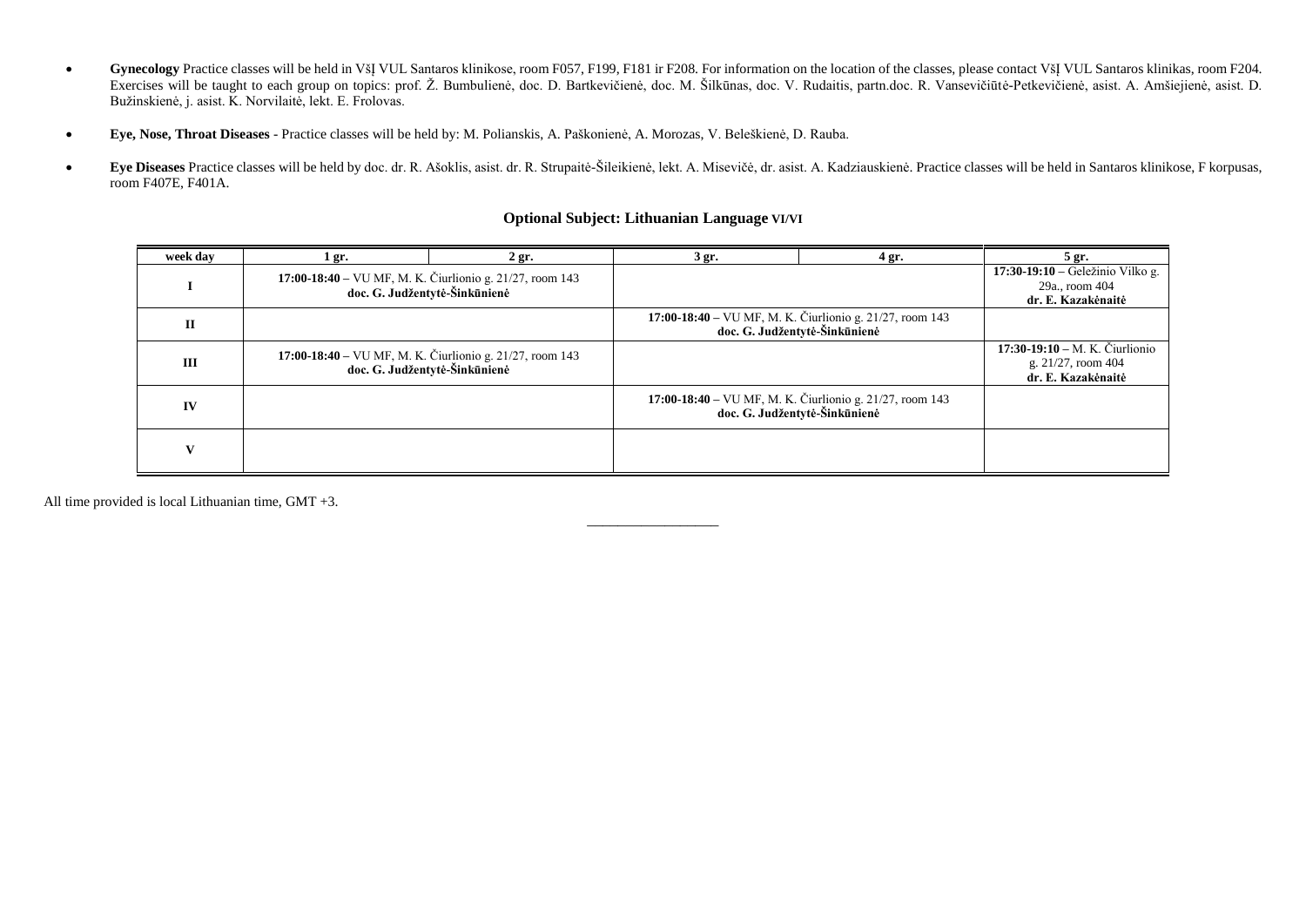- **Gynecology** Practice classes will be held in VšĮ VUL Santaros klinikose, room F057, F199, F181 ir F208. For information on the location of the classes, please contact VšĮ VUL Santaros klinikas, room F204. Exercises will be taught to each group on topics: prof. Ž. Bumbulienė, doc. D. Bartkevičienė, doc. M. Šilkūnas, doc. V. Rudaitis, partn.doc. R. Vansevičiūtė-Petkevičienė, asist. A. Amšiejienė, asist. D. Bužinskienė, j. asist. K. Norvilaitė, lekt. E. Frolovas.

- **Eye, Nose, Throat Diseases** - Practice classes will be held by: M. Polianskis, A. Paškonienė, A. Morozas, V. Beleškienė, D. Rauba.

- **Eye Diseases** Practice classes will be held by doc. dr. R. Ašoklis, asist. dr. R. Strupaitė-Šileikienė, lekt. A. Misevičė, dr. asist. A. Kadziauskienė. Practice classes will be held in Santaros klinikose, F korpusas, room F407E, F401A.

## Optional Subject: Lithuanian Language VI/VI

| week day | 1 gr. | 2 gr. | 3 gr. | 4 gr. | 5 gr. |
|---|---|---|---|---|---|
| I | **17:00-18:40** – VU MF, M. K. Čiurlionio g. 21/27, room 143 **doc. G. Judžentytė-Šinkūnienė** | | | | **17:30-19:10** – Geležinio Vilko g. 29a., room 404 **dr. E. Kazakėnaitė** |
| II | | | **17:00-18:40** – VU MF, M. K. Čiurlionio g. 21/27, room 143 **doc. G. Judžentytė-Šinkūnienė** | | |
| III | **17:00-18:40** – VU MF, M. K. Čiurlionio g. 21/27, room 143 **doc. G. Judžentytė-Šinkūnienė** | | | | **17:30-19:10** – M. K. Čiurlionio g. 21/27, room 404 **dr. E. Kazakėnaitė** |
| IV | | | **17:00-18:40** – VU MF, M. K. Čiurlionio g. 21/27, room 143 **doc. G. Judžentytė-Šinkūnienė** | | |
| V | | | | | |

All time provided is local Lithuanian time, GMT +3.